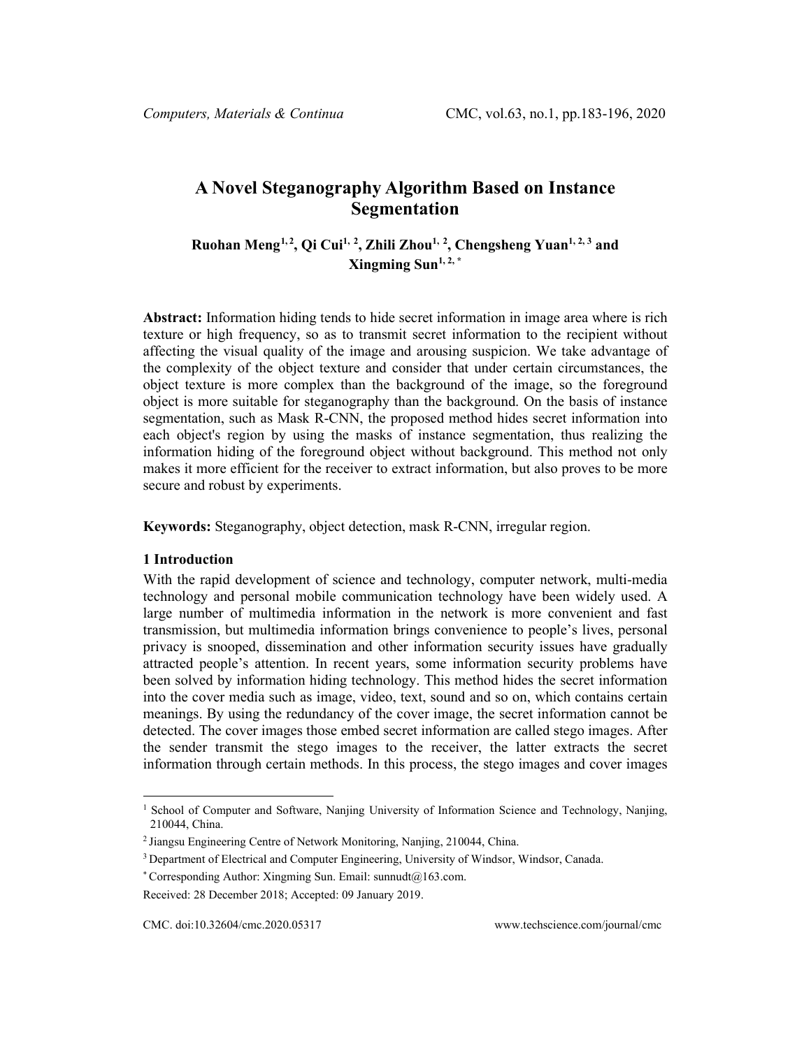# A Novel Steganography Algorithm Based on Instance Segmentation

**Ruohan Meng[1, 2], Qi Cui[1, 2], Zhili Zhou[1, 2], Chengsheng Yuan[1, 2, 3] and Xingming Sun[1, 2, *]**

**Abstract:** Information hiding tends to hide secret information in image area where is rich texture or high frequency, so as to transmit secret information to the recipient without affecting the visual quality of the image and arousing suspicion. We take advantage of the complexity of the object texture and consider that under certain circumstances, the object texture is more complex than the background of the image, so the foreground object is more suitable for steganography than the background. On the basis of instance segmentation, such as Mask R-CNN, the proposed method hides secret information into each object's region by using the masks of instance segmentation, thus realizing the information hiding of the foreground object without background. This method not only makes it more efficient for the receiver to extract information, but also proves to be more secure and robust by experiments.

**Keywords:** Steganography, object detection, mask R-CNN, irregular region.

## 1 Introduction

With the rapid development of science and technology, computer network, multi-media technology and personal mobile communication technology have been widely used. A large number of multimedia information in the network is more convenient and fast transmission, but multimedia information brings convenience to people's lives, personal privacy is snooped, dissemination and other information security issues have gradually attracted people's attention. In recent years, some information security problems have been solved by information hiding technology. This method hides the secret information into the cover media such as image, video, text, sound and so on, which contains certain meanings. By using the redundancy of the cover image, the secret information cannot be detected. The cover images those embed secret information are called stego images. After the sender transmit the stego images to the receiver, the latter extracts the secret information through certain methods. In this process, the stego images and cover images

---

[1] School of Computer and Software, Nanjing University of Information Science and Technology, Nanjing, 210044, China.

[2] Jiangsu Engineering Centre of Network Monitoring, Nanjing, 210044, China.

[3] Department of Electrical and Computer Engineering, University of Windsor, Windsor, Canada.

[*] Corresponding Author: Xingming Sun. Email: sunnudt@163.com.

Received: 28 December 2018; Accepted: 09 January 2019.

CMC. doi:10.32604/cmc.2020.05317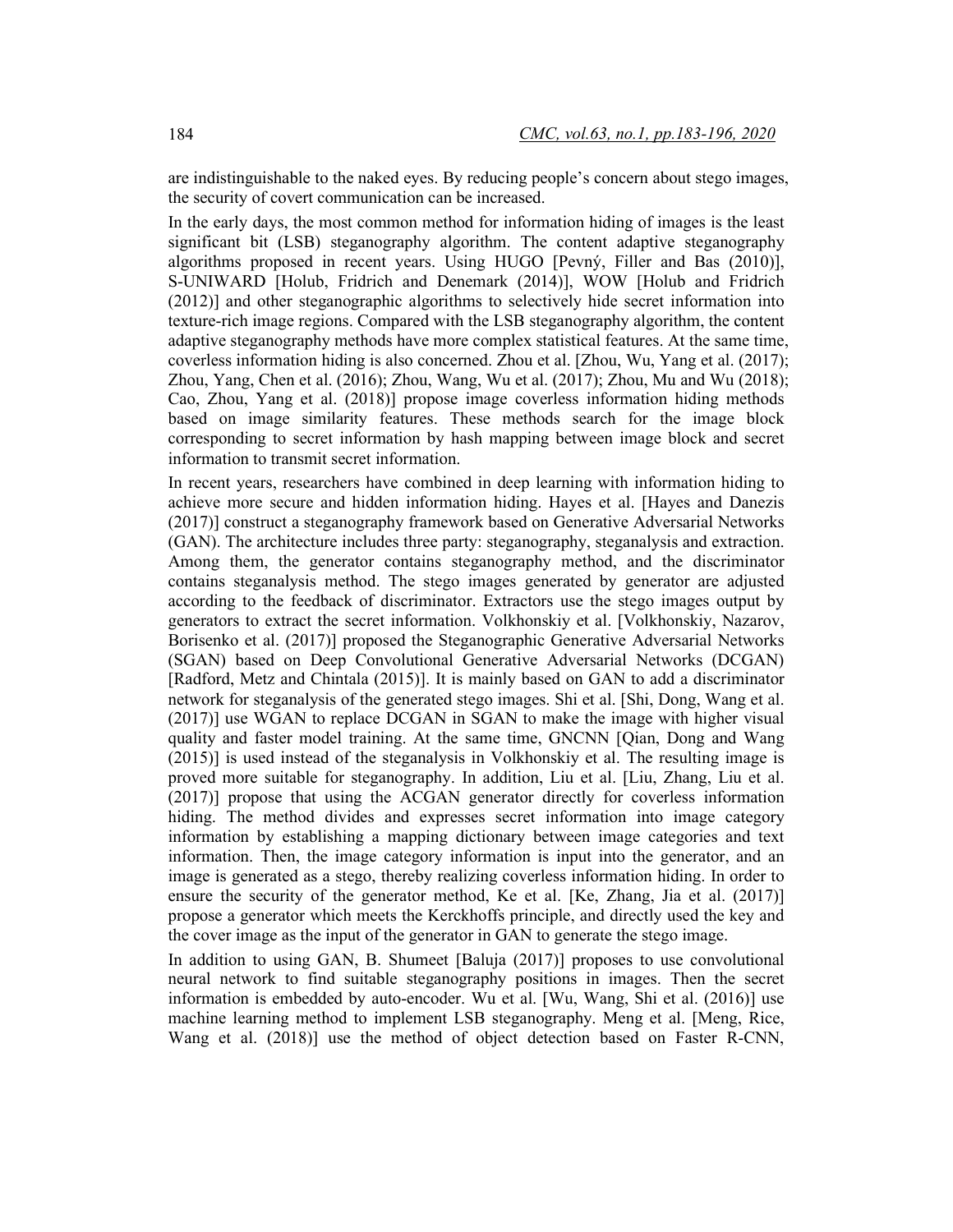are indistinguishable to the naked eyes. By reducing people's concern about stego images, the security of covert communication can be increased.

In the early days, the most common method for information hiding of images is the least significant bit (LSB) steganography algorithm. The content adaptive steganography algorithms proposed in recent years. Using HUGO [Pevný, Filler and Bas (2010)], S-UNIWARD [Holub, Fridrich and Denemark (2014)], WOW [Holub and Fridrich (2012)] and other steganographic algorithms to selectively hide secret information into texture-rich image regions. Compared with the LSB steganography algorithm, the content adaptive steganography methods have more complex statistical features. At the same time, coverless information hiding is also concerned. Zhou et al. [Zhou, Wu, Yang et al. (2017); Zhou, Yang, Chen et al. (2016); Zhou, Wang, Wu et al. (2017); Zhou, Mu and Wu (2018); Cao, Zhou, Yang et al. (2018)] propose image coverless information hiding methods based on image similarity features. These methods search for the image block corresponding to secret information by hash mapping between image block and secret information to transmit secret information.

In recent years, researchers have combined in deep learning with information hiding to achieve more secure and hidden information hiding. Hayes et al. [Hayes and Danezis (2017)] construct a steganography framework based on Generative Adversarial Networks (GAN). The architecture includes three party: steganography, steganalysis and extraction. Among them, the generator contains steganography method, and the discriminator contains steganalysis method. The stego images generated by generator are adjusted according to the feedback of discriminator. Extractors use the stego images output by generators to extract the secret information. Volkhonskiy et al. [Volkhonskiy, Nazarov, Borisenko et al. (2017)] proposed the Steganographic Generative Adversarial Networks (SGAN) based on Deep Convolutional Generative Adversarial Networks (DCGAN) [Radford, Metz and Chintala (2015)]. It is mainly based on GAN to add a discriminator network for steganalysis of the generated stego images. Shi et al. [Shi, Dong, Wang et al. (2017)] use WGAN to replace DCGAN in SGAN to make the image with higher visual quality and faster model training. At the same time, GNCNN [Qian, Dong and Wang (2015)] is used instead of the steganalysis in Volkhonskiy et al. The resulting image is proved more suitable for steganography. In addition, Liu et al. [Liu, Zhang, Liu et al. (2017)] propose that using the ACGAN generator directly for coverless information hiding. The method divides and expresses secret information into image category information by establishing a mapping dictionary between image categories and text information. Then, the image category information is input into the generator, and an image is generated as a stego, thereby realizing coverless information hiding. In order to ensure the security of the generator method, Ke et al. [Ke, Zhang, Jia et al. (2017)] propose a generator which meets the Kerckhoffs principle, and directly used the key and the cover image as the input of the generator in GAN to generate the stego image.

In addition to using GAN, B. Shumeet [Baluja (2017)] proposes to use convolutional neural network to find suitable steganography positions in images. Then the secret information is embedded by auto-encoder. Wu et al. [Wu, Wang, Shi et al. (2016)] use machine learning method to implement LSB steganography. Meng et al. [Meng, Rice, Wang et al. (2018)] use the method of object detection based on Faster R-CNN,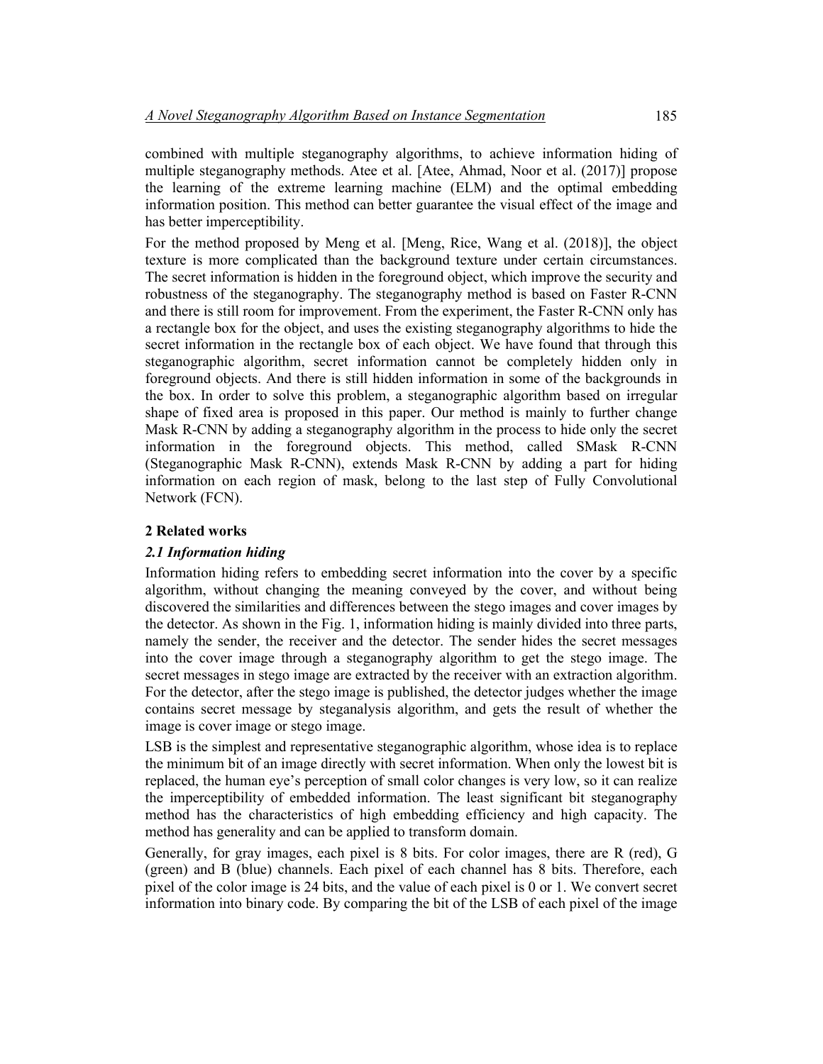combined with multiple steganography algorithms, to achieve information hiding of multiple steganography methods. Atee et al. [Atee, Ahmad, Noor et al. (2017)] propose the learning of the extreme learning machine (ELM) and the optimal embedding information position. This method can better guarantee the visual effect of the image and has better imperceptibility.

For the method proposed by Meng et al. [Meng, Rice, Wang et al. (2018)], the object texture is more complicated than the background texture under certain circumstances. The secret information is hidden in the foreground object, which improve the security and robustness of the steganography. The steganography method is based on Faster R-CNN and there is still room for improvement. From the experiment, the Faster R-CNN only has a rectangle box for the object, and uses the existing steganography algorithms to hide the secret information in the rectangle box of each object. We have found that through this steganographic algorithm, secret information cannot be completely hidden only in foreground objects. And there is still hidden information in some of the backgrounds in the box. In order to solve this problem, a steganographic algorithm based on irregular shape of fixed area is proposed in this paper. Our method is mainly to further change Mask R-CNN by adding a steganography algorithm in the process to hide only the secret information in the foreground objects. This method, called SMask R-CNN (Steganographic Mask R-CNN), extends Mask R-CNN by adding a part for hiding information on each region of mask, belong to the last step of Fully Convolutional Network (FCN).

## 2 Related works

### *2.1 Information hiding*

Information hiding refers to embedding secret information into the cover by a specific algorithm, without changing the meaning conveyed by the cover, and without being discovered the similarities and differences between the stego images and cover images by the detector. As shown in the Fig. 1, information hiding is mainly divided into three parts, namely the sender, the receiver and the detector. The sender hides the secret messages into the cover image through a steganography algorithm to get the stego image. The secret messages in stego image are extracted by the receiver with an extraction algorithm. For the detector, after the stego image is published, the detector judges whether the image contains secret message by steganalysis algorithm, and gets the result of whether the image is cover image or stego image.

LSB is the simplest and representative steganographic algorithm, whose idea is to replace the minimum bit of an image directly with secret information. When only the lowest bit is replaced, the human eye's perception of small color changes is very low, so it can realize the imperceptibility of embedded information. The least significant bit steganography method has the characteristics of high embedding efficiency and high capacity. The method has generality and can be applied to transform domain.

Generally, for gray images, each pixel is 8 bits. For color images, there are R (red), G (green) and B (blue) channels. Each pixel of each channel has 8 bits. Therefore, each pixel of the color image is 24 bits, and the value of each pixel is 0 or 1. We convert secret information into binary code. By comparing the bit of the LSB of each pixel of the image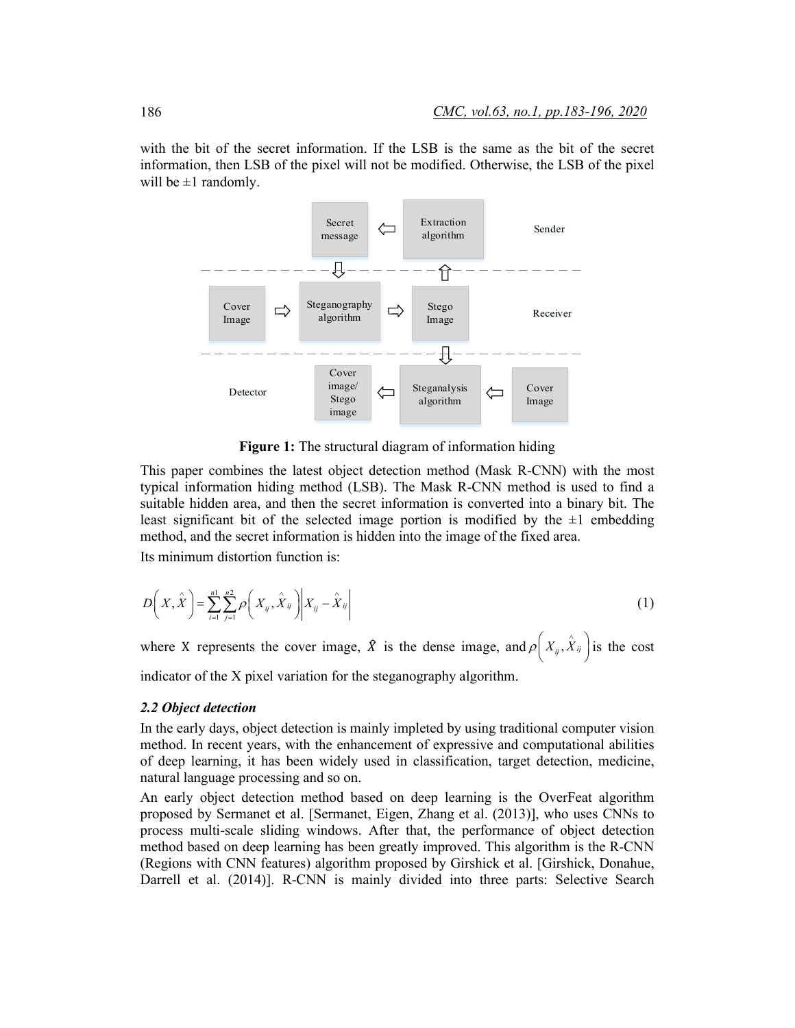with the bit of the secret information. If the LSB is the same as the bit of the secret information, then LSB of the pixel will not be modified. Otherwise, the LSB of the pixel will be ±1 randomly.

**Figure 1:** The structural diagram of information hiding

This paper combines the latest object detection method (Mask R-CNN) with the most typical information hiding method (LSB). The Mask R-CNN method is used to find a suitable hidden area, and then the secret information is converted into a binary bit. The least significant bit of the selected image portion is modified by the ±1 embedding method, and the secret information is hidden into the image of the fixed area.

Its minimum distortion function is:

$$D\left(X,\hat{X}\right)=\sum_{i=1}^{n1}\sum_{j=1}^{n2}\rho\left(X_{ij},\hat{X}_{ij}\right)\left|X_{ij}-\hat{X}_{ij}\right| \tag{1}$$

where X represents the cover image, $\hat{X}$ is the dense image, and $\rho\left(X_{ij},\hat{X}_{ij}\right)$ is the cost indicator of the X pixel variation for the steganography algorithm.

### *2.2 Object detection*

In the early days, object detection is mainly impleted by using traditional computer vision method. In recent years, with the enhancement of expressive and computational abilities of deep learning, it has been widely used in classification, target detection, medicine, natural language processing and so on.

An early object detection method based on deep learning is the OverFeat algorithm proposed by Sermanet et al. [Sermanet, Eigen, Zhang et al. (2013)], who uses CNNs to process multi-scale sliding windows. After that, the performance of object detection method based on deep learning has been greatly improved. This algorithm is the R-CNN (Regions with CNN features) algorithm proposed by Girshick et al. [Girshick, Donahue, Darrell et al. (2014)]. R-CNN is mainly divided into three parts: Selective Search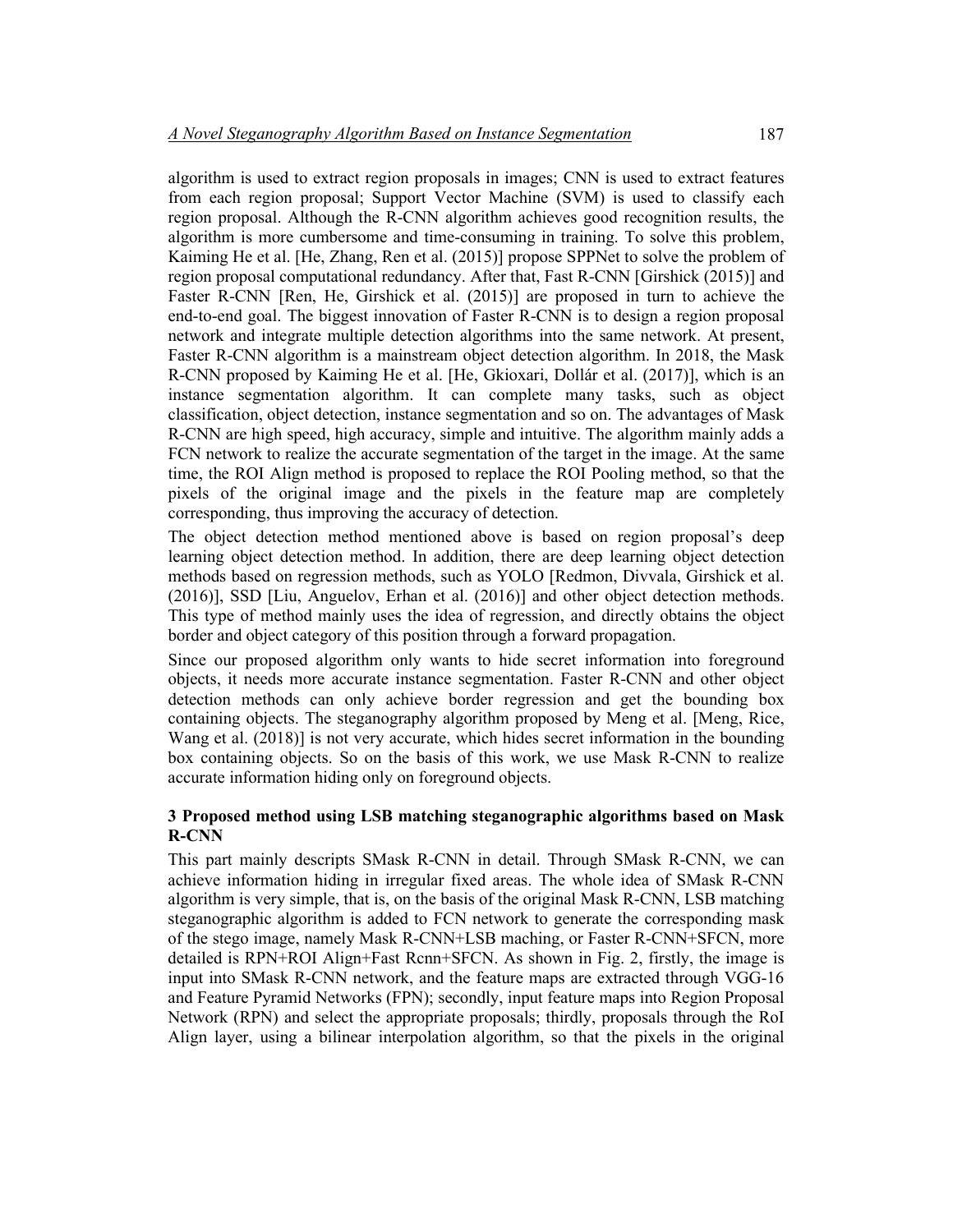algorithm is used to extract region proposals in images; CNN is used to extract features from each region proposal; Support Vector Machine (SVM) is used to classify each region proposal. Although the R-CNN algorithm achieves good recognition results, the algorithm is more cumbersome and time-consuming in training. To solve this problem, Kaiming He et al. [He, Zhang, Ren et al. (2015)] propose SPPNet to solve the problem of region proposal computational redundancy. After that, Fast R-CNN [Girshick (2015)] and Faster R-CNN [Ren, He, Girshick et al. (2015)] are proposed in turn to achieve the end-to-end goal. The biggest innovation of Faster R-CNN is to design a region proposal network and integrate multiple detection algorithms into the same network. At present, Faster R-CNN algorithm is a mainstream object detection algorithm. In 2018, the Mask R-CNN proposed by Kaiming He et al. [He, Gkioxari, Dollár et al. (2017)], which is an instance segmentation algorithm. It can complete many tasks, such as object classification, object detection, instance segmentation and so on. The advantages of Mask R-CNN are high speed, high accuracy, simple and intuitive. The algorithm mainly adds a FCN network to realize the accurate segmentation of the target in the image. At the same time, the ROI Align method is proposed to replace the ROI Pooling method, so that the pixels of the original image and the pixels in the feature map are completely corresponding, thus improving the accuracy of detection.

The object detection method mentioned above is based on region proposal's deep learning object detection method. In addition, there are deep learning object detection methods based on regression methods, such as YOLO [Redmon, Divvala, Girshick et al. (2016)], SSD [Liu, Anguelov, Erhan et al. (2016)] and other object detection methods. This type of method mainly uses the idea of regression, and directly obtains the object border and object category of this position through a forward propagation.

Since our proposed algorithm only wants to hide secret information into foreground objects, it needs more accurate instance segmentation. Faster R-CNN and other object detection methods can only achieve border regression and get the bounding box containing objects. The steganography algorithm proposed by Meng et al. [Meng, Rice, Wang et al. (2018)] is not very accurate, which hides secret information in the bounding box containing objects. So on the basis of this work, we use Mask R-CNN to realize accurate information hiding only on foreground objects.

## 3 Proposed method using LSB matching steganographic algorithms based on Mask R-CNN

This part mainly descripts SMask R-CNN in detail. Through SMask R-CNN, we can achieve information hiding in irregular fixed areas. The whole idea of SMask R-CNN algorithm is very simple, that is, on the basis of the original Mask R-CNN, LSB matching steganographic algorithm is added to FCN network to generate the corresponding mask of the stego image, namely Mask R-CNN+LSB maching, or Faster R-CNN+SFCN, more detailed is RPN+ROI Align+Fast Rcnn+SFCN. As shown in Fig. 2, firstly, the image is input into SMask R-CNN network, and the feature maps are extracted through VGG-16 and Feature Pyramid Networks (FPN); secondly, input feature maps into Region Proposal Network (RPN) and select the appropriate proposals; thirdly, proposals through the RoI Align layer, using a bilinear interpolation algorithm, so that the pixels in the original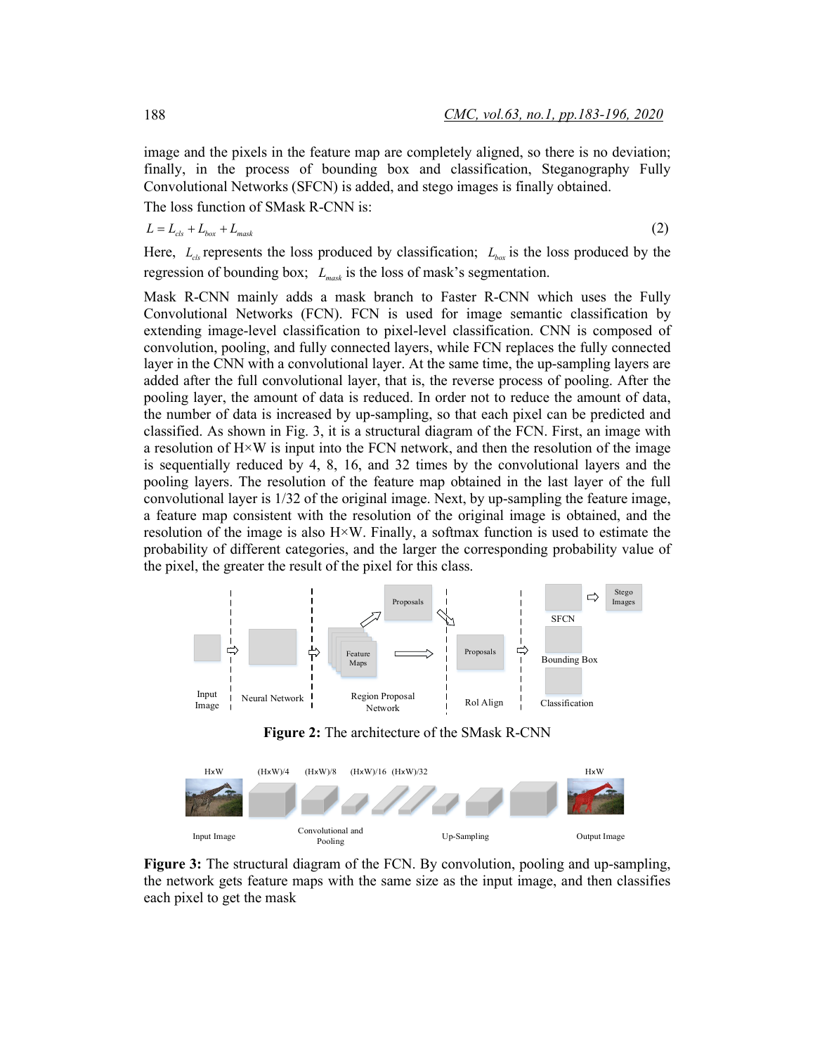image and the pixels in the feature map are completely aligned, so there is no deviation; finally, in the process of bounding box and classification, Steganography Fully Convolutional Networks (SFCN) is added, and stego images is finally obtained.

The loss function of SMask R-CNN is:

$$L = L_{cls} + L_{box} + L_{mask} \tag{2}$$

Here, $L_{cls}$ represents the loss produced by classification; $L_{box}$ is the loss produced by the regression of bounding box; $L_{mask}$ is the loss of mask's segmentation.

Mask R-CNN mainly adds a mask branch to Faster R-CNN which uses the Fully Convolutional Networks (FCN). FCN is used for image semantic classification by extending image-level classification to pixel-level classification. CNN is composed of convolution, pooling, and fully connected layers, while FCN replaces the fully connected layer in the CNN with a convolutional layer. At the same time, the up-sampling layers are added after the full convolutional layer, that is, the reverse process of pooling. After the pooling layer, the amount of data is reduced. In order not to reduce the amount of data, the number of data is increased by up-sampling, so that each pixel can be predicted and classified. As shown in Fig. 3, it is a structural diagram of the FCN. First, an image with a resolution of H×W is input into the FCN network, and then the resolution of the image is sequentially reduced by 4, 8, 16, and 32 times by the convolutional layers and the pooling layers. The resolution of the feature map obtained in the last layer of the full convolutional layer is 1/32 of the original image. Next, by up-sampling the feature image, a feature map consistent with the resolution of the original image is obtained, and the resolution of the image is also H×W. Finally, a softmax function is used to estimate the probability of different categories, and the larger the corresponding probability value of the pixel, the greater the result of the pixel for this class.

**Figure 2:** The architecture of the SMask R-CNN

**Figure 3:** The structural diagram of the FCN. By convolution, pooling and up-sampling, the network gets feature maps with the same size as the input image, and then classifies each pixel to get the mask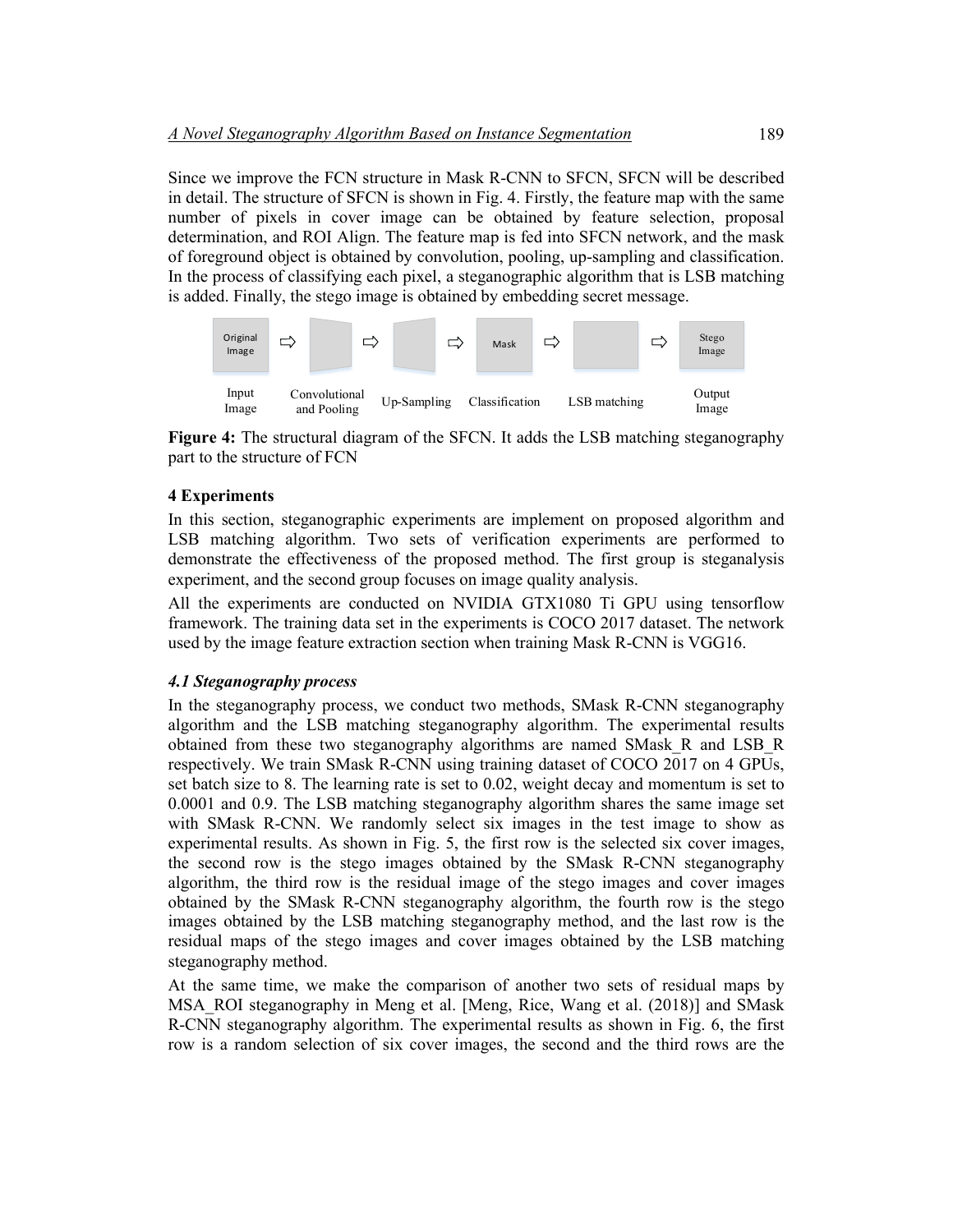Since we improve the FCN structure in Mask R-CNN to SFCN, SFCN will be described in detail. The structure of SFCN is shown in Fig. 4. Firstly, the feature map with the same number of pixels in cover image can be obtained by feature selection, proposal determination, and ROI Align. The feature map is fed into SFCN network, and the mask of foreground object is obtained by convolution, pooling, up-sampling and classification. In the process of classifying each pixel, a steganographic algorithm that is LSB matching is added. Finally, the stego image is obtained by embedding secret message.

Original Image ⇨ ⇨ ⇨ Mask ⇨ ⇨ Stego Image

Input Image | Convolutional and Pooling | Up-Sampling | Classification | LSB matching | Output Image

**Figure 4:** The structural diagram of the SFCN. It adds the LSB matching steganography part to the structure of FCN

### 4 Experiments

In this section, steganographic experiments are implement on proposed algorithm and LSB matching algorithm. Two sets of verification experiments are performed to demonstrate the effectiveness of the proposed method. The first group is steganalysis experiment, and the second group focuses on image quality analysis.

All the experiments are conducted on NVIDIA GTX1080 Ti GPU using tensorflow framework. The training data set in the experiments is COCO 2017 dataset. The network used by the image feature extraction section when training Mask R-CNN is VGG16.

#### *4.1 Steganography process*

In the steganography process, we conduct two methods, SMask R-CNN steganography algorithm and the LSB matching steganography algorithm. The experimental results obtained from these two steganography algorithms are named SMask_R and LSB_R respectively. We train SMask R-CNN using training dataset of COCO 2017 on 4 GPUs, set batch size to 8. The learning rate is set to 0.02, weight decay and momentum is set to 0.0001 and 0.9. The LSB matching steganography algorithm shares the same image set with SMask R-CNN. We randomly select six images in the test image to show as experimental results. As shown in Fig. 5, the first row is the selected six cover images, the second row is the stego images obtained by the SMask R-CNN steganography algorithm, the third row is the residual image of the stego images and cover images obtained by the SMask R-CNN steganography algorithm, the fourth row is the stego images obtained by the LSB matching steganography method, and the last row is the residual maps of the stego images and cover images obtained by the LSB matching steganography method.

At the same time, we make the comparison of another two sets of residual maps by MSA_ROI steganography in Meng et al. [Meng, Rice, Wang et al. (2018)] and SMask R-CNN steganography algorithm. The experimental results as shown in Fig. 6, the first row is a random selection of six cover images, the second and the third rows are the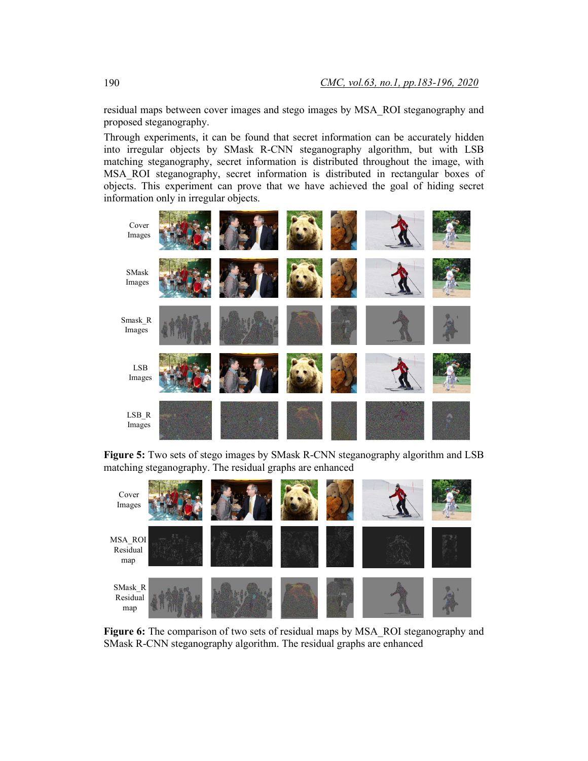residual maps between cover images and stego images by MSA_ROI steganography and proposed steganography.

Through experiments, it can be found that secret information can be accurately hidden into irregular objects by SMask R-CNN steganography algorithm, but with LSB matching steganography, secret information is distributed throughout the image, with MSA_ROI steganography, secret information is distributed in rectangular boxes of objects. This experiment can prove that we have achieved the goal of hiding secret information only in irregular objects.

**Figure 5:** Two sets of stego images by SMask R-CNN steganography algorithm and LSB matching steganography. The residual graphs are enhanced

**Figure 6:** The comparison of two sets of residual maps by MSA_ROI steganography and SMask R-CNN steganography algorithm. The residual graphs are enhanced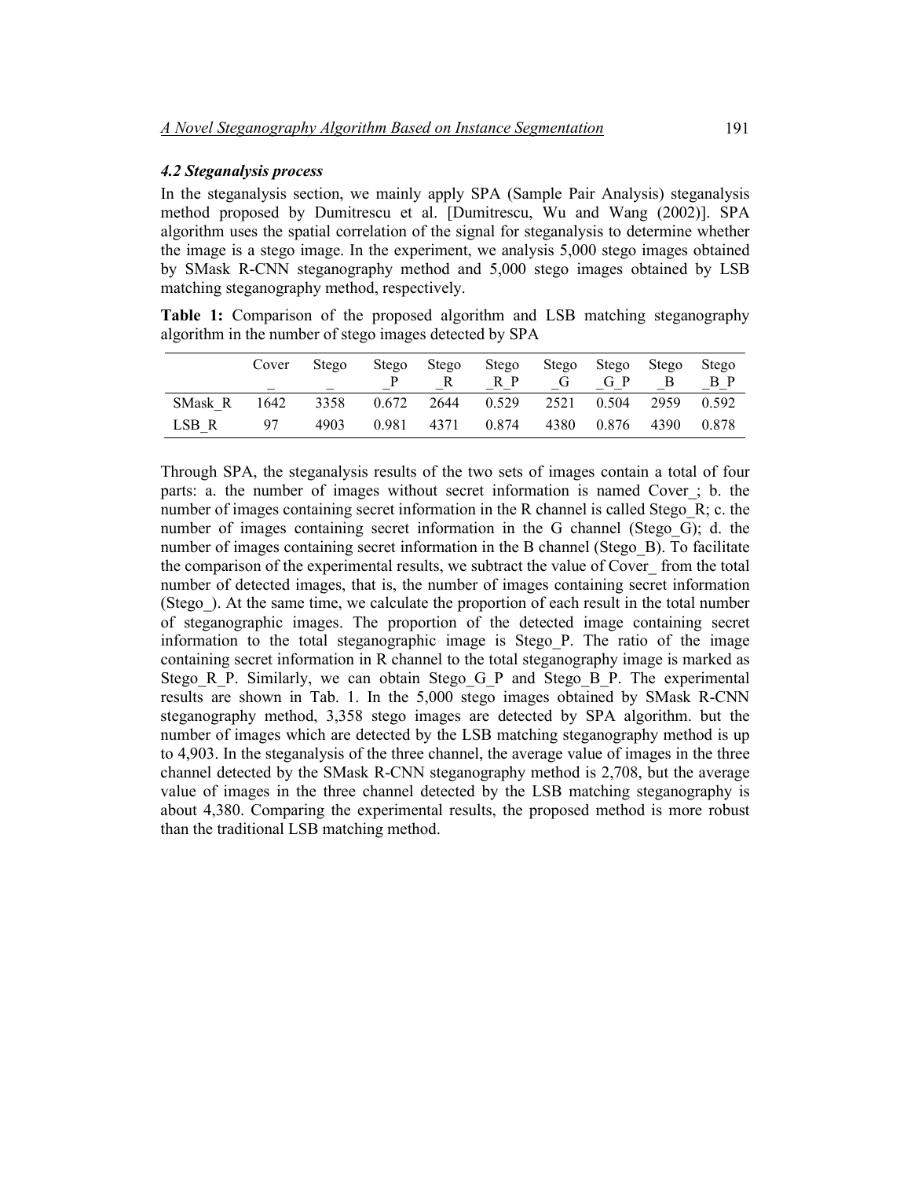### *4.2 Steganalysis process*

In the steganalysis section, we mainly apply SPA (Sample Pair Analysis) steganalysis method proposed by Dumitrescu et al. [Dumitrescu, Wu and Wang (2002)]. SPA algorithm uses the spatial correlation of the signal for steganalysis to determine whether the image is a stego image. In the experiment, we analysis 5,000 stego images obtained by SMask R-CNN steganography method and 5,000 stego images obtained by LSB matching steganography method, respectively.

**Table 1:** Comparison of the proposed algorithm and LSB matching steganography algorithm in the number of stego images detected by SPA

| | Cover_ | Stego_ | Stego_P | Stego_R | Stego_R_P | Stego_G | Stego_G_P | Stego_B | Stego_B_P |
|---|---|---|---|---|---|---|---|---|---|
| SMask_R | 1642 | 3358 | 0.672 | 2644 | 0.529 | 2521 | 0.504 | 2959 | 0.592 |
| LSB_R | 97 | 4903 | 0.981 | 4371 | 0.874 | 4380 | 0.876 | 4390 | 0.878 |

Through SPA, the steganalysis results of the two sets of images contain a total of four parts: a. the number of images without secret information is named Cover_; b. the number of images containing secret information in the R channel is called Stego_R; c. the number of images containing secret information in the G channel (Stego_G); d. the number of images containing secret information in the B channel (Stego_B). To facilitate the comparison of the experimental results, we subtract the value of Cover_ from the total number of detected images, that is, the number of images containing secret information (Stego_). At the same time, we calculate the proportion of each result in the total number of steganographic images. The proportion of the detected image containing secret information to the total steganographic image is Stego_P. The ratio of the image containing secret information in R channel to the total steganography image is marked as Stego_R_P. Similarly, we can obtain Stego_G_P and Stego_B_P. The experimental results are shown in Tab. 1. In the 5,000 stego images obtained by SMask R-CNN steganography method, 3,358 stego images are detected by SPA algorithm. but the number of images which are detected by the LSB matching steganography method is up to 4,903. In the steganalysis of the three channel, the average value of images in the three channel detected by the SMask R-CNN steganography method is 2,708, but the average value of images in the three channel detected by the LSB matching steganography is about 4,380. Comparing the experimental results, the proposed method is more robust than the traditional LSB matching method.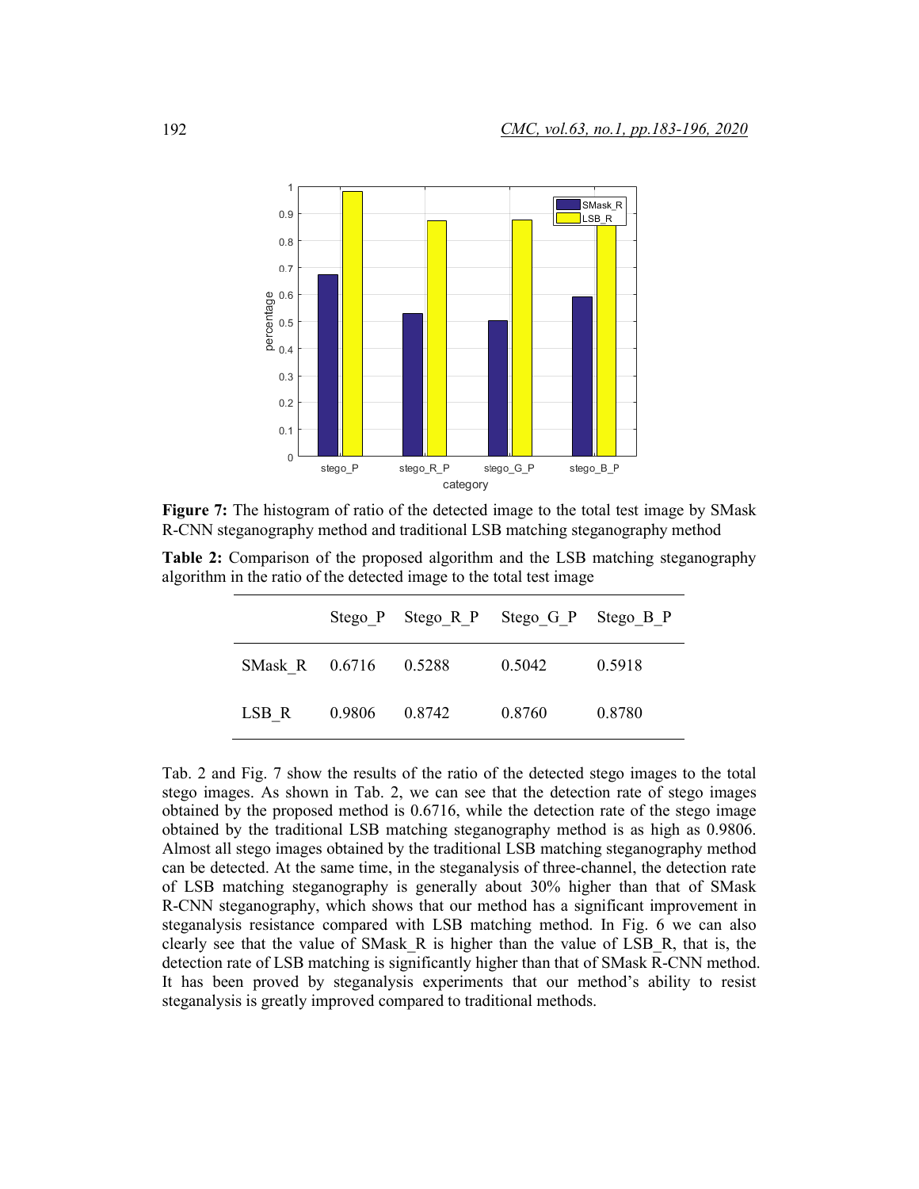**Figure 7:** The histogram of ratio of the detected image to the total test image by SMask R-CNN steganography method and traditional LSB matching steganography method

**Table 2:** Comparison of the proposed algorithm and the LSB matching steganography algorithm in the ratio of the detected image to the total test image

| | Stego_P | Stego_R_P | Stego_G_P | Stego_B_P |
|---|---|---|---|---|
| SMask_R | 0.6716 | 0.5288 | 0.5042 | 0.5918 |
| LSB_R | 0.9806 | 0.8742 | 0.8760 | 0.8780 |

Tab. 2 and Fig. 7 show the results of the ratio of the detected stego images to the total stego images. As shown in Tab. 2, we can see that the detection rate of stego images obtained by the proposed method is 0.6716, while the detection rate of the stego image obtained by the traditional LSB matching steganography method is as high as 0.9806. Almost all stego images obtained by the traditional LSB matching steganography method can be detected. At the same time, in the steganalysis of three-channel, the detection rate of LSB matching steganography is generally about 30% higher than that of SMask R-CNN steganography, which shows that our method has a significant improvement in steganalysis resistance compared with LSB matching method. In Fig. 6 we can also clearly see that the value of SMask_R is higher than the value of LSB_R, that is, the detection rate of LSB matching is significantly higher than that of SMask R-CNN method. It has been proved by steganalysis experiments that our method's ability to resist steganalysis is greatly improved compared to traditional methods.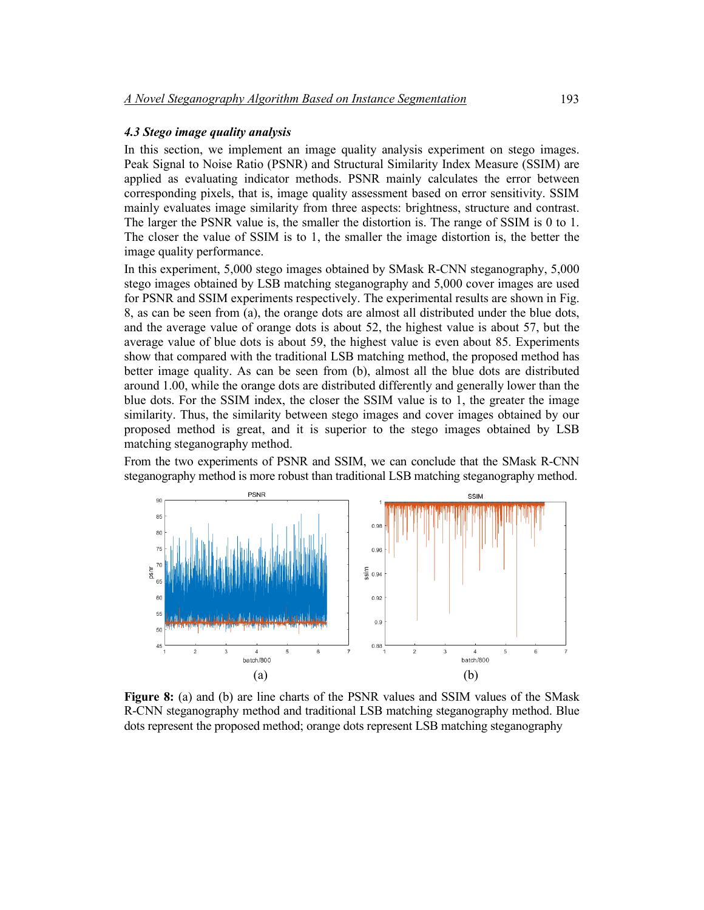### *4.3 Stego image quality analysis*

In this section, we implement an image quality analysis experiment on stego images. Peak Signal to Noise Ratio (PSNR) and Structural Similarity Index Measure (SSIM) are applied as evaluating indicator methods. PSNR mainly calculates the error between corresponding pixels, that is, image quality assessment based on error sensitivity. SSIM mainly evaluates image similarity from three aspects: brightness, structure and contrast. The larger the PSNR value is, the smaller the distortion is. The range of SSIM is 0 to 1. The closer the value of SSIM is to 1, the smaller the image distortion is, the better the image quality performance.

In this experiment, 5,000 stego images obtained by SMask R-CNN steganography, 5,000 stego images obtained by LSB matching steganography and 5,000 cover images are used for PSNR and SSIM experiments respectively. The experimental results are shown in Fig. 8, as can be seen from (a), the orange dots are almost all distributed under the blue dots, and the average value of orange dots is about 52, the highest value is about 57, but the average value of blue dots is about 59, the highest value is even about 85. Experiments show that compared with the traditional LSB matching method, the proposed method has better image quality. As can be seen from (b), almost all the blue dots are distributed around 1.00, while the orange dots are distributed differently and generally lower than the blue dots. For the SSIM index, the closer the SSIM value is to 1, the greater the image similarity. Thus, the similarity between stego images and cover images obtained by our proposed method is great, and it is superior to the stego images obtained by LSB matching steganography method.

From the two experiments of PSNR and SSIM, we can conclude that the SMask R-CNN steganography method is more robust than traditional LSB matching steganography method.

(a) (b)

**Figure 8:** (a) and (b) are line charts of the PSNR values and SSIM values of the SMask R-CNN steganography method and traditional LSB matching steganography method. Blue dots represent the proposed method; orange dots represent LSB matching steganography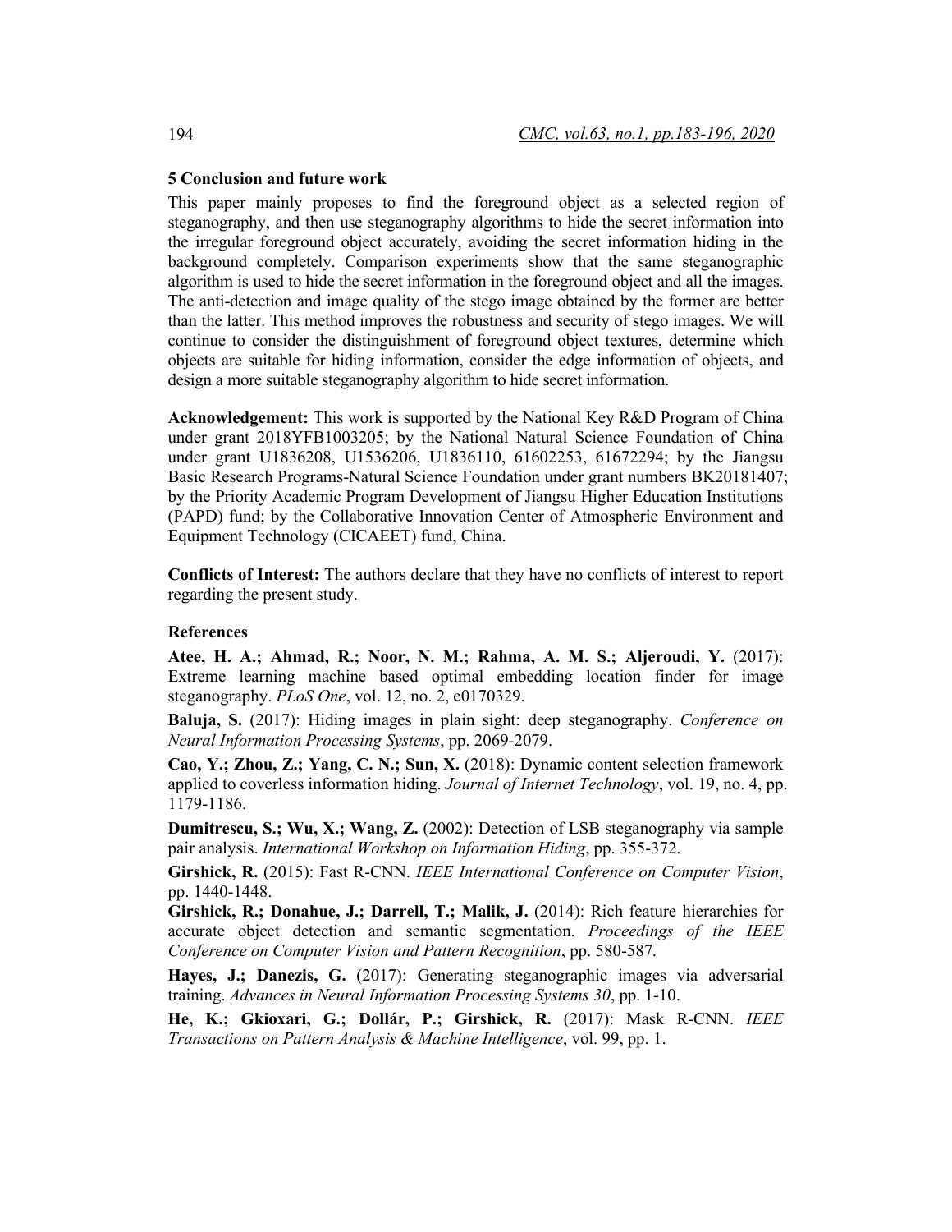## 5 Conclusion and future work

This paper mainly proposes to find the foreground object as a selected region of steganography, and then use steganography algorithms to hide the secret information into the irregular foreground object accurately, avoiding the secret information hiding in the background completely. Comparison experiments show that the same steganographic algorithm is used to hide the secret information in the foreground object and all the images. The anti-detection and image quality of the stego image obtained by the former are better than the latter. This method improves the robustness and security of stego images. We will continue to consider the distinguishment of foreground object textures, determine which objects are suitable for hiding information, consider the edge information of objects, and design a more suitable steganography algorithm to hide secret information.

**Acknowledgement:** This work is supported by the National Key R&D Program of China under grant 2018YFB1003205; by the National Natural Science Foundation of China under grant U1836208, U1536206, U1836110, 61602253, 61672294; by the Jiangsu Basic Research Programs-Natural Science Foundation under grant numbers BK20181407; by the Priority Academic Program Development of Jiangsu Higher Education Institutions (PAPD) fund; by the Collaborative Innovation Center of Atmospheric Environment and Equipment Technology (CICAEET) fund, China.

**Conflicts of Interest:** The authors declare that they have no conflicts of interest to report regarding the present study.

## References

**Atee, H. A.; Ahmad, R.; Noor, N. M.; Rahma, A. M. S.; Aljeroudi, Y.** (2017): Extreme learning machine based optimal embedding location finder for image steganography. *PLoS One*, vol. 12, no. 2, e0170329.

**Baluja, S.** (2017): Hiding images in plain sight: deep steganography. *Conference on Neural Information Processing Systems*, pp. 2069-2079.

**Cao, Y.; Zhou, Z.; Yang, C. N.; Sun, X.** (2018): Dynamic content selection framework applied to coverless information hiding. *Journal of Internet Technology*, vol. 19, no. 4, pp. 1179-1186.

**Dumitrescu, S.; Wu, X.; Wang, Z.** (2002): Detection of LSB steganography via sample pair analysis. *International Workshop on Information Hiding*, pp. 355-372.

**Girshick, R.** (2015): Fast R-CNN. *IEEE International Conference on Computer Vision*, pp. 1440-1448.

**Girshick, R.; Donahue, J.; Darrell, T.; Malik, J.** (2014): Rich feature hierarchies for accurate object detection and semantic segmentation. *Proceedings of the IEEE Conference on Computer Vision and Pattern Recognition*, pp. 580-587.

**Hayes, J.; Danezis, G.** (2017): Generating steganographic images via adversarial training. *Advances in Neural Information Processing Systems 30*, pp. 1-10.

**He, K.; Gkioxari, G.; Dollár, P.; Girshick, R.** (2017): Mask R-CNN. *IEEE Transactions on Pattern Analysis & Machine Intelligence*, vol. 99, pp. 1.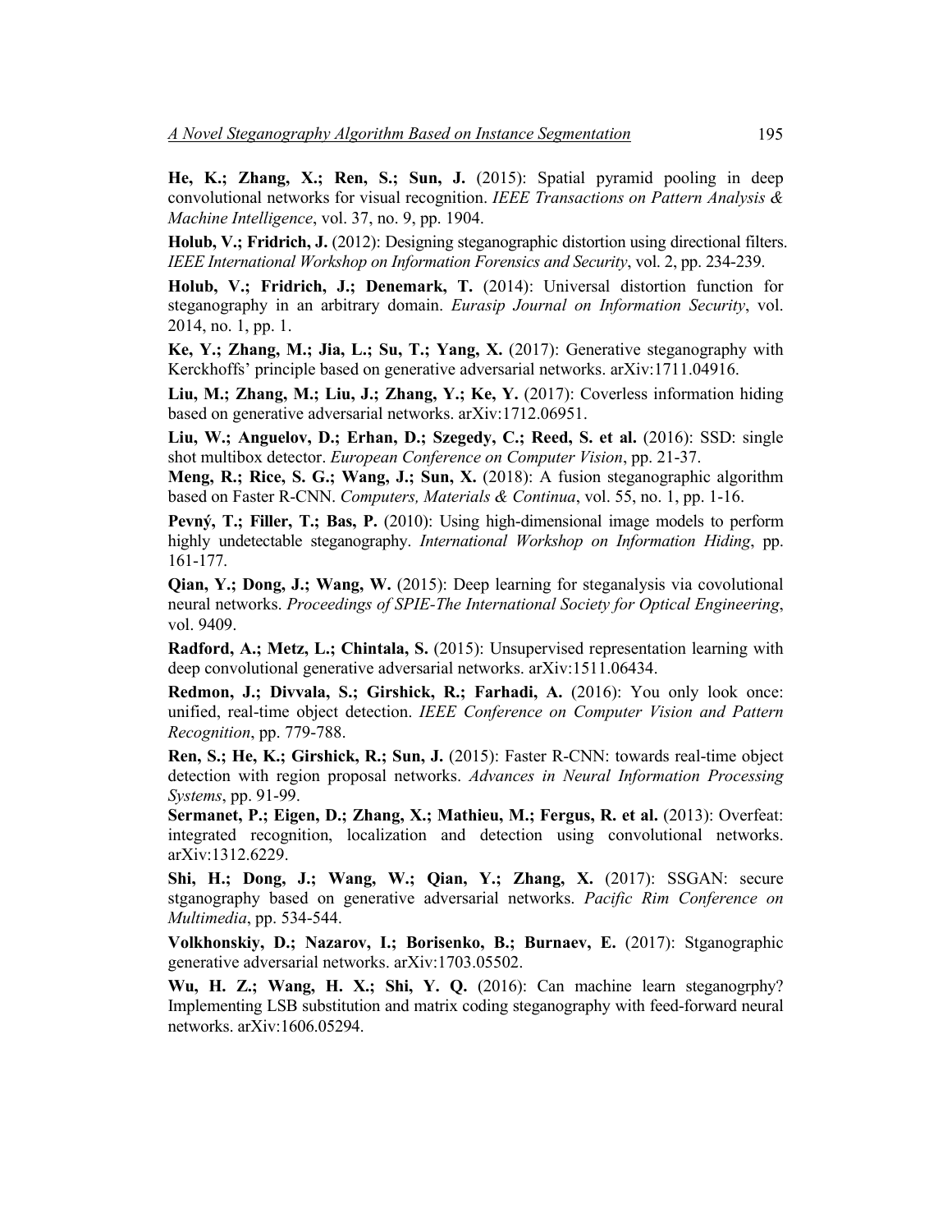**He, K.; Zhang, X.; Ren, S.; Sun, J.** (2015): Spatial pyramid pooling in deep convolutional networks for visual recognition. *IEEE Transactions on Pattern Analysis & Machine Intelligence*, vol. 37, no. 9, pp. 1904.

**Holub, V.; Fridrich, J.** (2012): Designing steganographic distortion using directional filters. *IEEE International Workshop on Information Forensics and Security*, vol. 2, pp. 234-239.

**Holub, V.; Fridrich, J.; Denemark, T.** (2014): Universal distortion function for steganography in an arbitrary domain. *Eurasip Journal on Information Security*, vol. 2014, no. 1, pp. 1.

**Ke, Y.; Zhang, M.; Jia, L.; Su, T.; Yang, X.** (2017): Generative steganography with Kerckhoffs' principle based on generative adversarial networks. arXiv:1711.04916.

**Liu, M.; Zhang, M.; Liu, J.; Zhang, Y.; Ke, Y.** (2017): Coverless information hiding based on generative adversarial networks. arXiv:1712.06951.

**Liu, W.; Anguelov, D.; Erhan, D.; Szegedy, C.; Reed, S. et al.** (2016): SSD: single shot multibox detector. *European Conference on Computer Vision*, pp. 21-37.

**Meng, R.; Rice, S. G.; Wang, J.; Sun, X.** (2018): A fusion steganographic algorithm based on Faster R-CNN. *Computers, Materials & Continua*, vol. 55, no. 1, pp. 1-16.

**Pevný, T.; Filler, T.; Bas, P.** (2010): Using high-dimensional image models to perform highly undetectable steganography. *International Workshop on Information Hiding*, pp. 161-177.

**Qian, Y.; Dong, J.; Wang, W.** (2015): Deep learning for steganalysis via covolutional neural networks. *Proceedings of SPIE-The International Society for Optical Engineering*, vol. 9409.

**Radford, A.; Metz, L.; Chintala, S.** (2015): Unsupervised representation learning with deep convolutional generative adversarial networks. arXiv:1511.06434.

**Redmon, J.; Divvala, S.; Girshick, R.; Farhadi, A.** (2016): You only look once: unified, real-time object detection. *IEEE Conference on Computer Vision and Pattern Recognition*, pp. 779-788.

**Ren, S.; He, K.; Girshick, R.; Sun, J.** (2015): Faster R-CNN: towards real-time object detection with region proposal networks. *Advances in Neural Information Processing Systems*, pp. 91-99.

**Sermanet, P.; Eigen, D.; Zhang, X.; Mathieu, M.; Fergus, R. et al.** (2013): Overfeat: integrated recognition, localization and detection using convolutional networks. arXiv:1312.6229.

**Shi, H.; Dong, J.; Wang, W.; Qian, Y.; Zhang, X.** (2017): SSGAN: secure stganography based on generative adversarial networks. *Pacific Rim Conference on Multimedia*, pp. 534-544.

**Volkhonskiy, D.; Nazarov, I.; Borisenko, B.; Burnaev, E.** (2017): Stganographic generative adversarial networks. arXiv:1703.05502.

**Wu, H. Z.; Wang, H. X.; Shi, Y. Q.** (2016): Can machine learn steganogrphy? Implementing LSB substitution and matrix coding steganography with feed-forward neural networks. arXiv:1606.05294.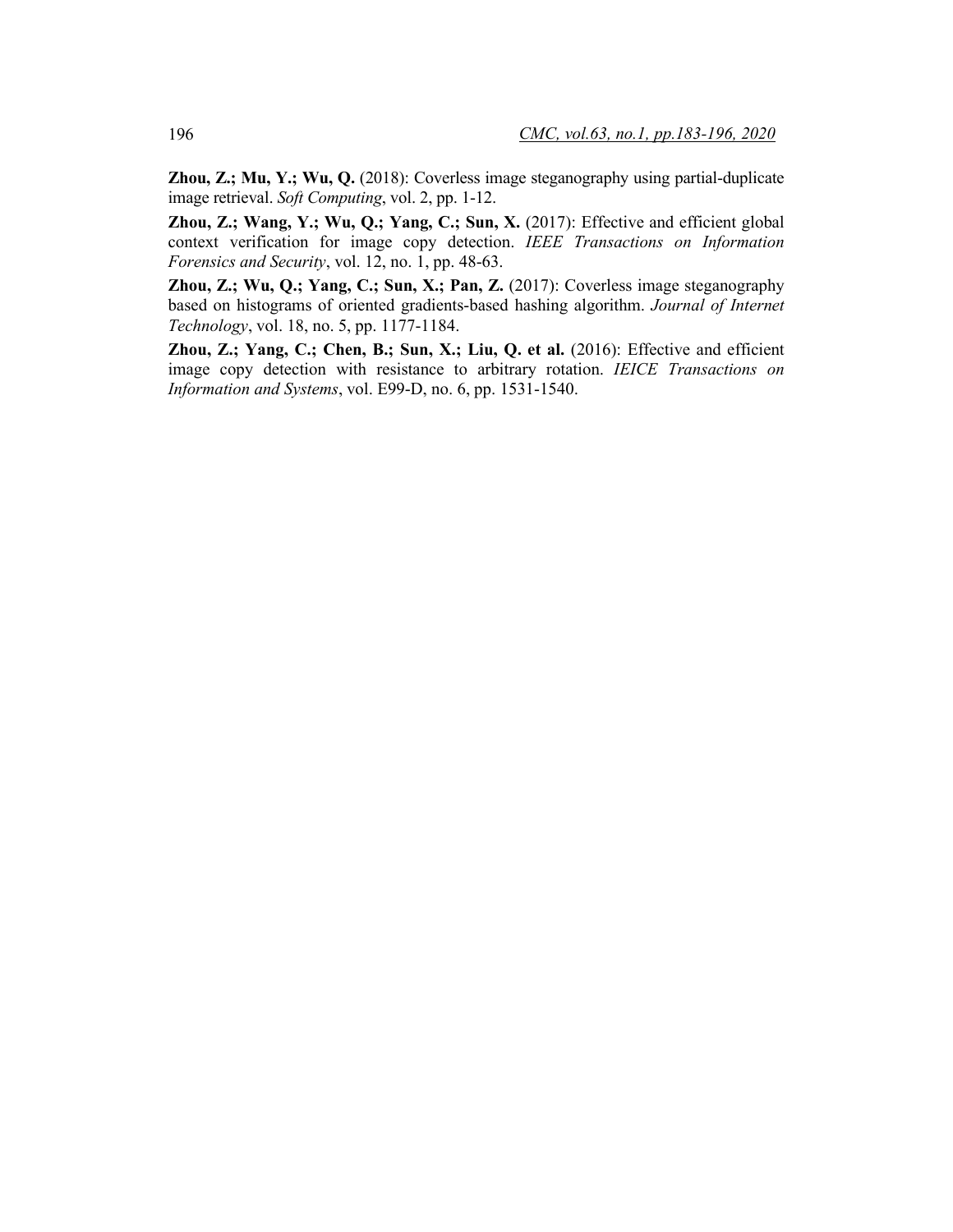**Zhou, Z.; Mu, Y.; Wu, Q.** (2018): Coverless image steganography using partial-duplicate image retrieval. *Soft Computing*, vol. 2, pp. 1-12.

**Zhou, Z.; Wang, Y.; Wu, Q.; Yang, C.; Sun, X.** (2017): Effective and efficient global context verification for image copy detection. *IEEE Transactions on Information Forensics and Security*, vol. 12, no. 1, pp. 48-63.

**Zhou, Z.; Wu, Q.; Yang, C.; Sun, X.; Pan, Z.** (2017): Coverless image steganography based on histograms of oriented gradients-based hashing algorithm. *Journal of Internet Technology*, vol. 18, no. 5, pp. 1177-1184.

**Zhou, Z.; Yang, C.; Chen, B.; Sun, X.; Liu, Q. et al.** (2016): Effective and efficient image copy detection with resistance to arbitrary rotation. *IEICE Transactions on Information and Systems*, vol. E99-D, no. 6, pp. 1531-1540.